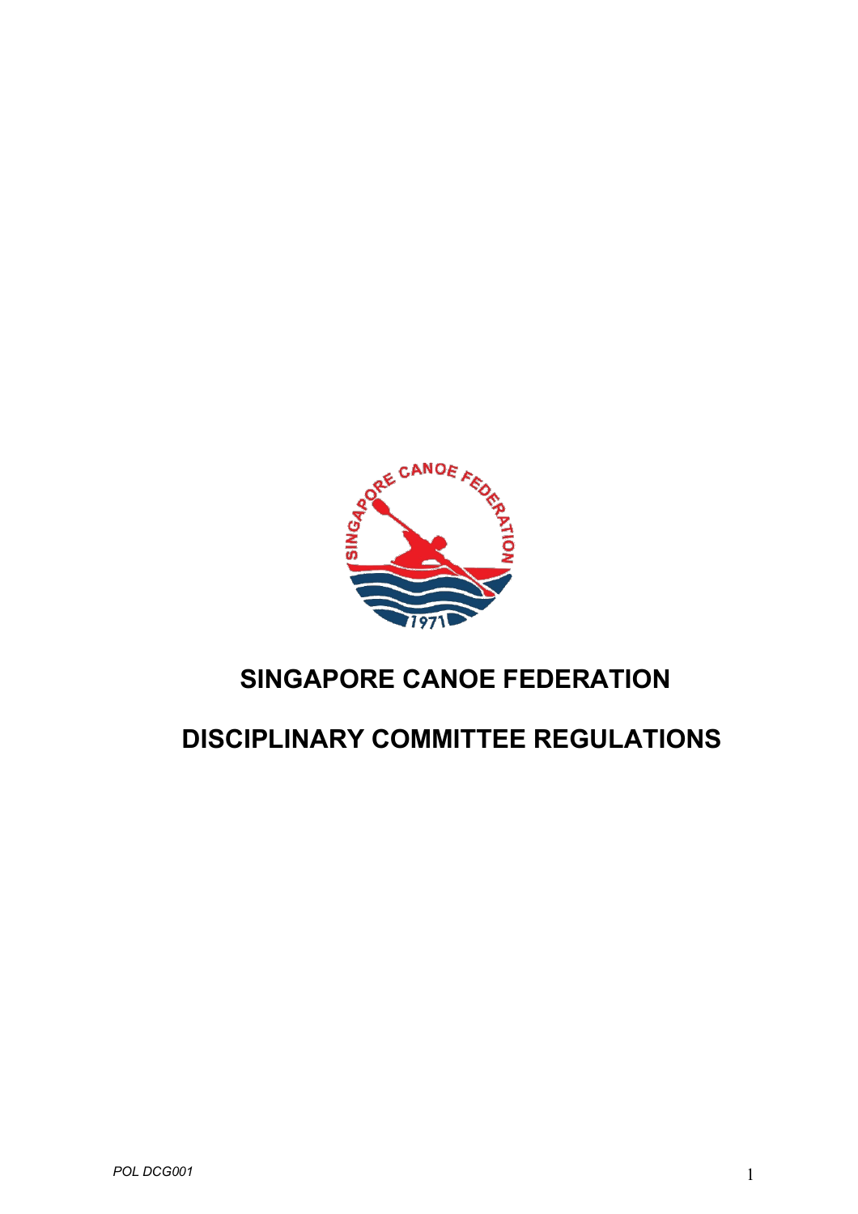# SINGAPORE CANOE FEDERATION

# DISCIPLINARY COMMITTEE REGULATIONS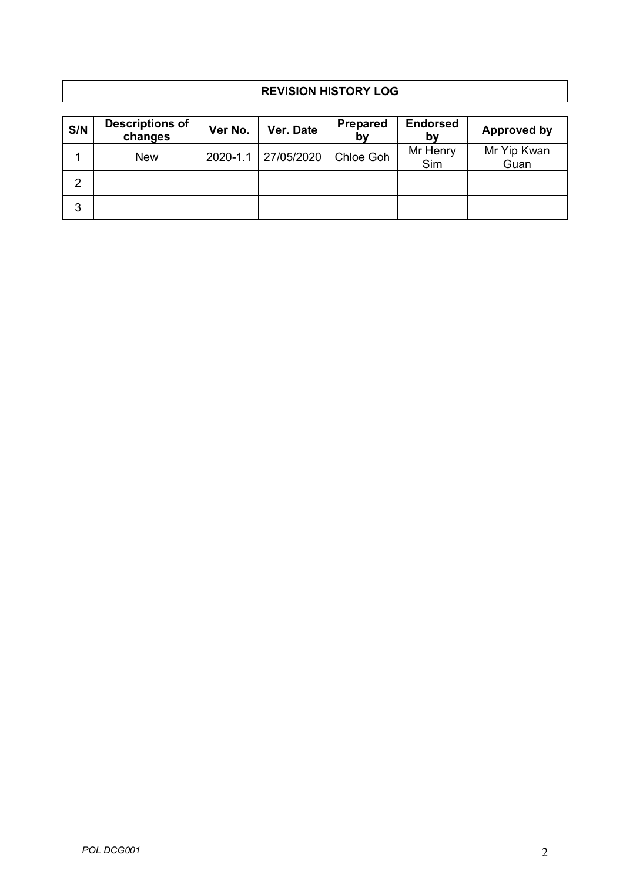**REVISION HISTORY LOG**

| S/N | Descriptions of changes | Ver No. | Ver. Date | Prepared by | Endorsed by | Approved by |
|---|---|---|---|---|---|---|
| 1 | New | 2020-1.1 | 27/05/2020 | Chloe Goh | Mr Henry Sim | Mr Yip Kwan Guan |
| 2 | | | | | | |
| 3 | | | | | | |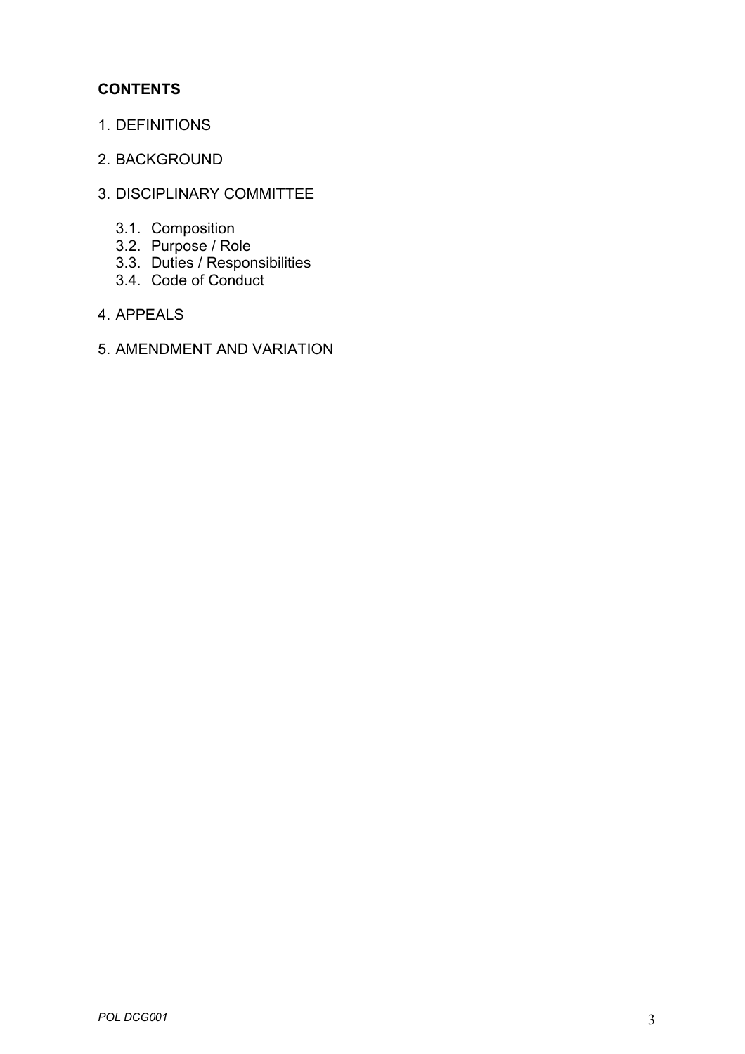**CONTENTS**

1. DEFINITIONS

2. BACKGROUND

3. DISCIPLINARY COMMITTEE

   3.1. Composition
   3.2. Purpose / Role
   3.3. Duties / Responsibilities
   3.4. Code of Conduct

4. APPEALS

5. AMENDMENT AND VARIATION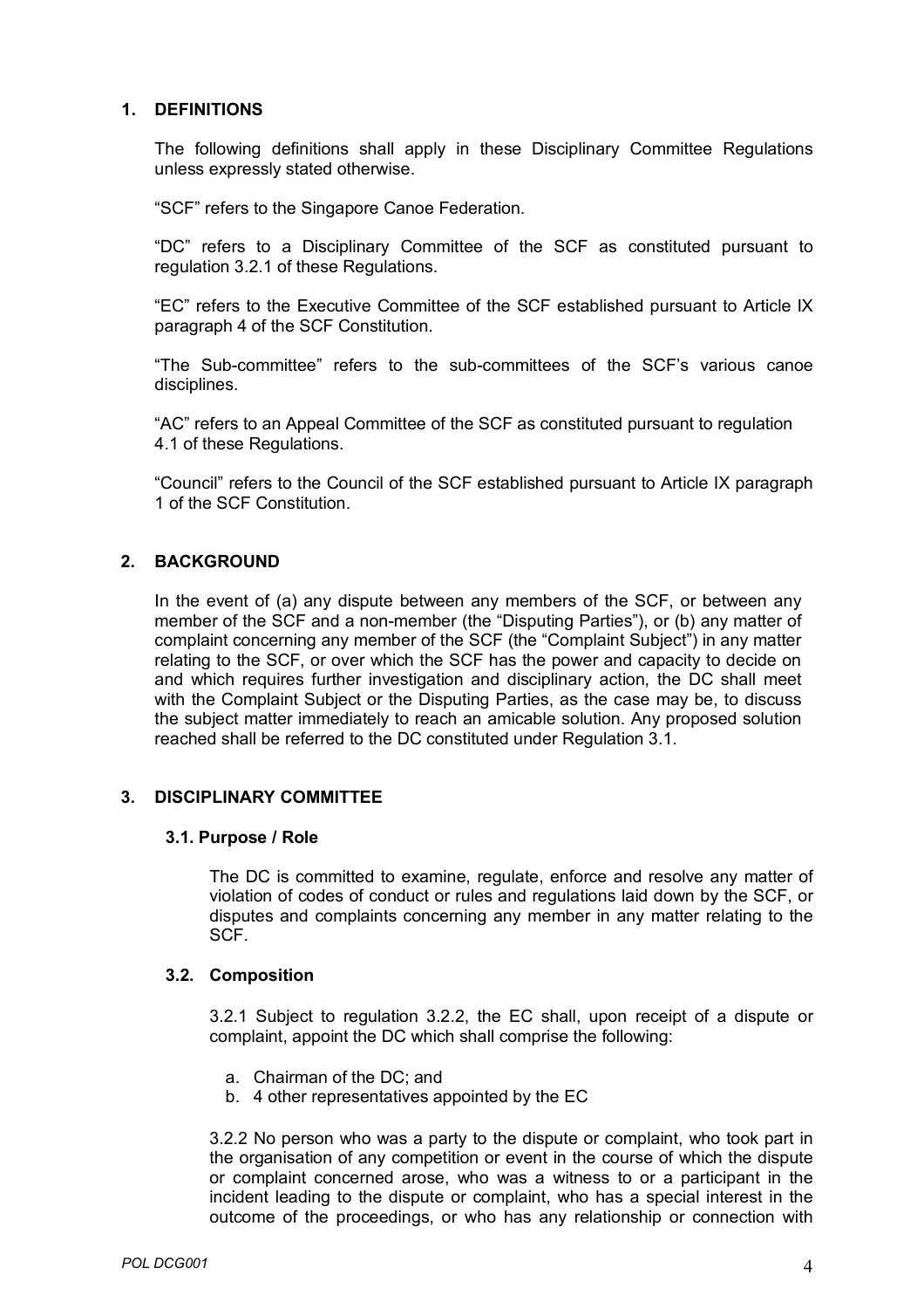## 1. DEFINITIONS

The following definitions shall apply in these Disciplinary Committee Regulations unless expressly stated otherwise.

"SCF" refers to the Singapore Canoe Federation.

"DC" refers to a Disciplinary Committee of the SCF as constituted pursuant to regulation 3.2.1 of these Regulations.

"EC" refers to the Executive Committee of the SCF established pursuant to Article IX paragraph 4 of the SCF Constitution.

"The Sub-committee" refers to the sub-committees of the SCF's various canoe disciplines.

"AC" refers to an Appeal Committee of the SCF as constituted pursuant to regulation 4.1 of these Regulations.

"Council" refers to the Council of the SCF established pursuant to Article IX paragraph 1 of the SCF Constitution.

## 2. BACKGROUND

In the event of (a) any dispute between any members of the SCF, or between any member of the SCF and a non-member (the "Disputing Parties"), or (b) any matter of complaint concerning any member of the SCF (the "Complaint Subject") in any matter relating to the SCF, or over which the SCF has the power and capacity to decide on and which requires further investigation and disciplinary action, the DC shall meet with the Complaint Subject or the Disputing Parties, as the case may be, to discuss the subject matter immediately to reach an amicable solution. Any proposed solution reached shall be referred to the DC constituted under Regulation 3.1.

## 3. DISCIPLINARY COMMITTEE

### 3.1. Purpose / Role

The DC is committed to examine, regulate, enforce and resolve any matter of violation of codes of conduct or rules and regulations laid down by the SCF, or disputes and complaints concerning any member in any matter relating to the SCF.

### 3.2. Composition

3.2.1 Subject to regulation 3.2.2, the EC shall, upon receipt of a dispute or complaint, appoint the DC which shall comprise the following:

a. Chairman of the DC; and
b. 4 other representatives appointed by the EC

3.2.2 No person who was a party to the dispute or complaint, who took part in the organisation of any competition or event in the course of which the dispute or complaint concerned arose, who was a witness to or a participant in the incident leading to the dispute or complaint, who has a special interest in the outcome of the proceedings, or who has any relationship or connection with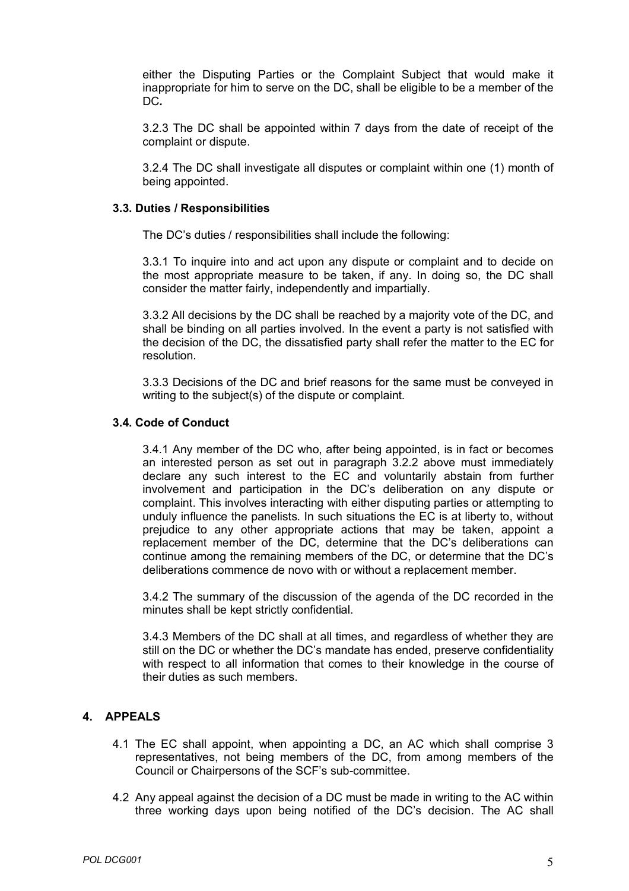either the Disputing Parties or the Complaint Subject that would make it inappropriate for him to serve on the DC, shall be eligible to be a member of the DC*.*

3.2.3 The DC shall be appointed within 7 days from the date of receipt of the complaint or dispute.

3.2.4 The DC shall investigate all disputes or complaint within one (1) month of being appointed.

### 3.3. Duties / Responsibilities

The DC's duties / responsibilities shall include the following:

3.3.1 To inquire into and act upon any dispute or complaint and to decide on the most appropriate measure to be taken, if any. In doing so, the DC shall consider the matter fairly, independently and impartially.

3.3.2 All decisions by the DC shall be reached by a majority vote of the DC, and shall be binding on all parties involved. In the event a party is not satisfied with the decision of the DC, the dissatisfied party shall refer the matter to the EC for resolution.

3.3.3 Decisions of the DC and brief reasons for the same must be conveyed in writing to the subject(s) of the dispute or complaint.

### 3.4. Code of Conduct

3.4.1 Any member of the DC who, after being appointed, is in fact or becomes an interested person as set out in paragraph 3.2.2 above must immediately declare any such interest to the EC and voluntarily abstain from further involvement and participation in the DC's deliberation on any dispute or complaint. This involves interacting with either disputing parties or attempting to unduly influence the panelists. In such situations the EC is at liberty to, without prejudice to any other appropriate actions that may be taken, appoint a replacement member of the DC, determine that the DC's deliberations can continue among the remaining members of the DC, or determine that the DC's deliberations commence de novo with or without a replacement member.

3.4.2 The summary of the discussion of the agenda of the DC recorded in the minutes shall be kept strictly confidential.

3.4.3 Members of the DC shall at all times, and regardless of whether they are still on the DC or whether the DC's mandate has ended, preserve confidentiality with respect to all information that comes to their knowledge in the course of their duties as such members.

## 4. APPEALS

4.1 The EC shall appoint, when appointing a DC, an AC which shall comprise 3 representatives, not being members of the DC, from among members of the Council or Chairpersons of the SCF's sub-committee.

4.2 Any appeal against the decision of a DC must be made in writing to the AC within three working days upon being notified of the DC's decision. The AC shall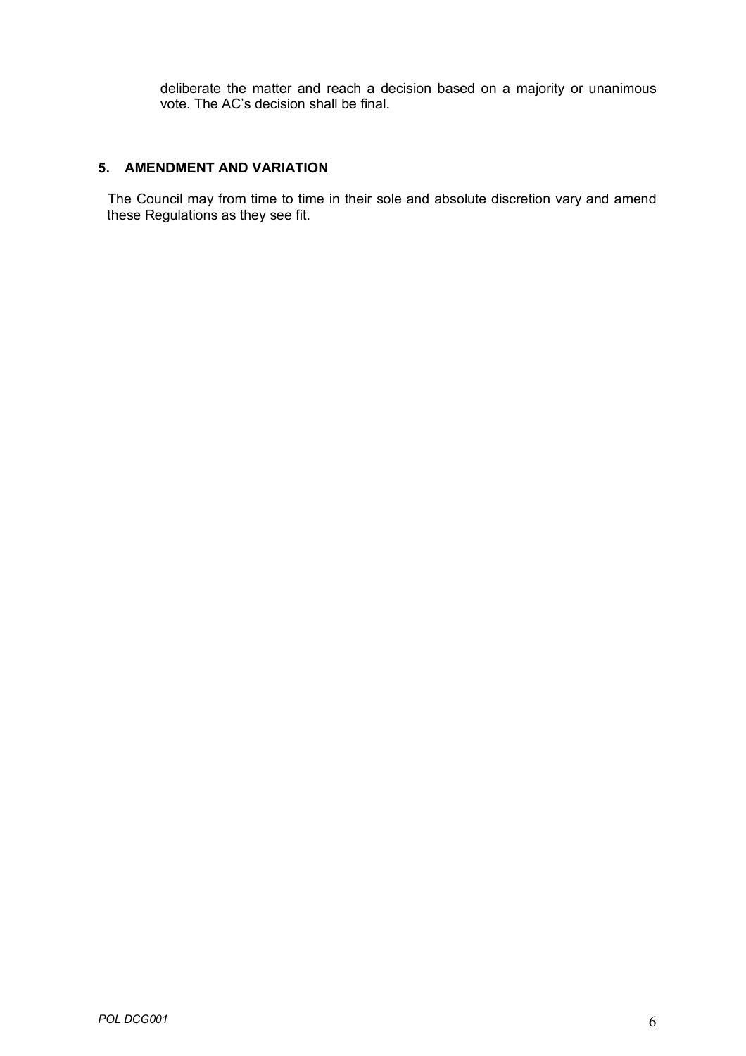deliberate the matter and reach a decision based on a majority or unanimous vote. The AC's decision shall be final.

## 5. AMENDMENT AND VARIATION

The Council may from time to time in their sole and absolute discretion vary and amend these Regulations as they see fit.